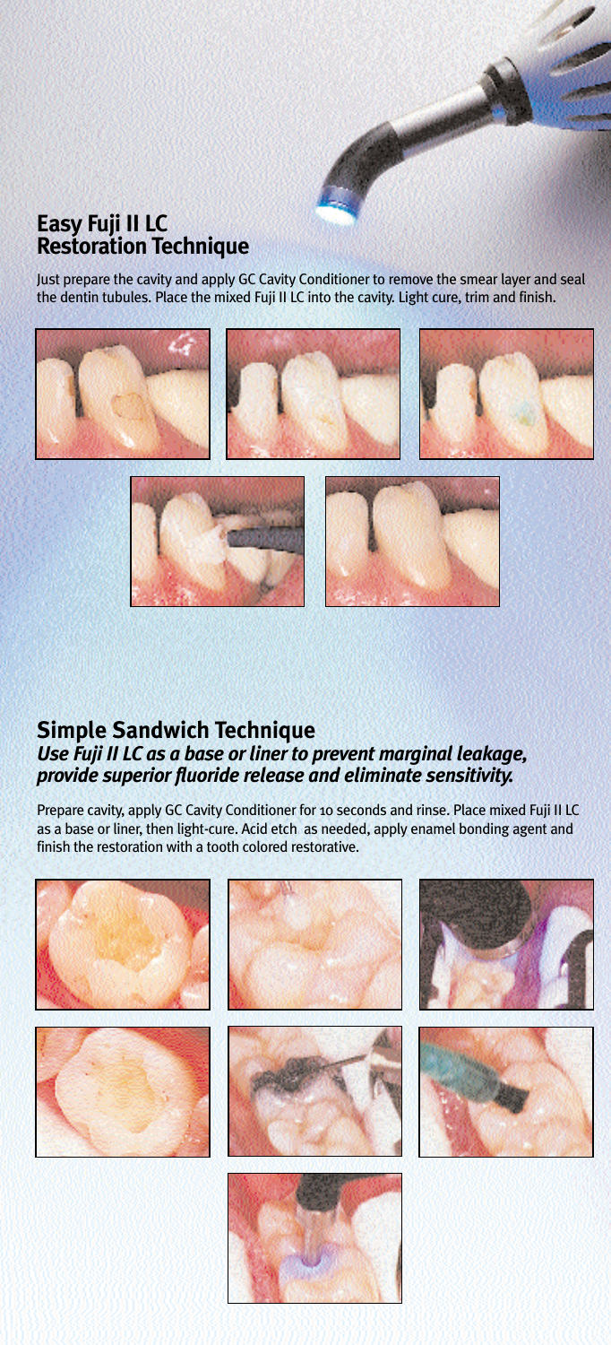## Easy Fuji II LC Restoration Technique

Just prepare the cavity and apply GC Cavity Conditioner to remove the smear layer and seal the dentin tubules. Place the mixed Fuji II LC into the cavity. Light cure, trim and finish.

## Simple Sandwich Technique

***Use Fuji II LC as a base or liner to prevent marginal leakage, provide superior fluoride release and eliminate sensitivity.***

Prepare cavity, apply GC Cavity Conditioner for 10 seconds and rinse. Place mixed Fuji II LC as a base or liner, then light-cure. Acid etch as needed, apply enamel bonding agent and finish the restoration with a tooth colored restorative.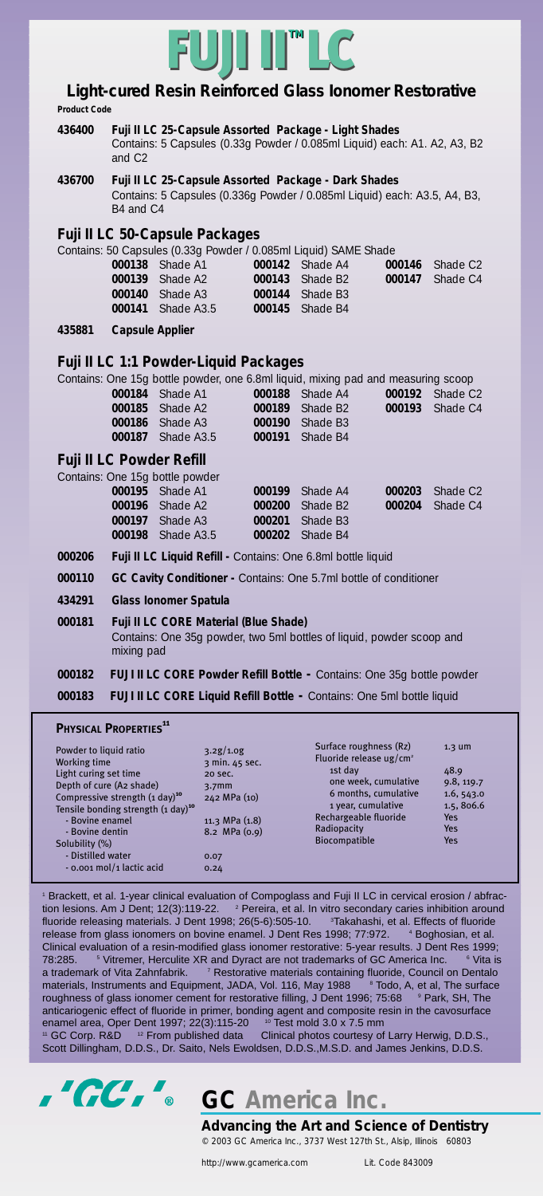# FUJI II™ LC

## Light-cured Resin Reinforced Glass Ionomer Restorative

**Product Code**

**436400** **Fuji II LC 25-Capsule Assorted Package - Light Shades**
Contains: 5 Capsules (0.33g Powder / 0.085ml Liquid) each: A1. A2, A3, B2 and C2

**436700** **Fuji II LC 25-Capsule Assorted Package - Dark Shades**
Contains: 5 Capsules (0.336g Powder / 0.085ml Liquid) each: A3.5, A4, B3, B4 and C4

### Fuji II LC 50-Capsule Packages

Contains: 50 Capsules (0.33g Powder / 0.085ml Liquid) SAME Shade

| | | | | | |
|---|---|---|---|---|---|
| **000138** | Shade A1 | **000142** | Shade A4 | **000146** | Shade C2 |
| **000139** | Shade A2 | **000143** | Shade B2 | **000147** | Shade C4 |
| **000140** | Shade A3 | **000144** | Shade B3 | | |
| **000141** | Shade A3.5 | **000145** | Shade B4 | | |

**435881** **Capsule Applier**

### Fuji II LC 1:1 Powder-Liquid Packages

Contains: One 15g bottle powder, one 6.8ml liquid, mixing pad and measuring scoop

| | | | | | |
|---|---|---|---|---|---|
| **000184** | Shade A1 | **000188** | Shade A4 | **000192** | Shade C2 |
| **000185** | Shade A2 | **000189** | Shade B2 | **000193** | Shade C4 |
| **000186** | Shade A3 | **000190** | Shade B3 | | |
| **000187** | Shade A3.5 | **000191** | Shade B4 | | |

### Fuji II LC Powder Refill

Contains: One 15g bottle powder

| | | | | | |
|---|---|---|---|---|---|
| **000195** | Shade A1 | **000199** | Shade A4 | **000203** | Shade C2 |
| **000196** | Shade A2 | **000200** | Shade B2 | **000204** | Shade C4 |
| **000197** | Shade A3 | **000201** | Shade B3 | | |
| **000198** | Shade A3.5 | **000202** | Shade B4 | | |

**000206** **Fuji II LC Liquid Refill -** Contains: One 6.8ml bottle liquid

**000110** **GC Cavity Conditioner -** Contains: One 5.7ml bottle of conditioner

**434291** **Glass Ionomer Spatula**

**000181** **Fuji II LC CORE Material (Blue Shade)**
Contains: One 35g powder, two 5ml bottles of liquid, powder scoop and mixing pad

**000182** **FUJI II LC CORE Powder Refill Bottle -** Contains: One 35g bottle powder

**000183** **FUJI II LC CORE Liquid Refill Bottle -** Contains: One 5ml bottle liquid

### Physical Properties[11]

| Property | Value |
|---|---|
| Powder to liquid ratio | 3.2g/1.0g |
| Working time | 3 min. 45 sec. |
| Light curing set time | 20 sec. |
| Depth of cure (A2 shade) | 3.7mm |
| Compressive strength (1 day)[10] | 242 MPa (10) |
| Tensile bonding strength (1 day)[10] | |
| - Bovine enamel | 11.3 MPa (1.8) |
| - Bovine dentin | 8.2 MPa (0.9) |
| Solubility (%) | |
| - Distilled water | 0.07 |
| - 0.001 mol/1 lactic acid | 0.24 |
| Surface roughness (Rz) | 1.3 um |
| Fluoride release ug/cm² | |
| 1st day | 48.9 |
| one week, cumulative | 9.8, 119.7 |
| 6 months, cumulative | 1.6, 543.0 |
| 1 year, cumulative | 1.5, 806.6 |
| Rechargeable fluoride | Yes |
| Radiopacity | Yes |
| Biocompatible | Yes |

[1] Brackett, et al. 1-year clinical evaluation of Compoglass and Fuji II LC in cervical erosion / abfraction lesions. Am J Dent; 12(3):119-22. [2] Pereira, et al. In vitro secondary caries inhibition around fluoride releasing materials. J Dent 1998; 26(5-6):505-10. [3] Takahashi, et al. Effects of fluoride release from glass ionomers on bovine enamel. J Dent Res 1998; 77:972. [4] Boghosian, et al. Clinical evaluation of a resin-modified glass ionomer restorative: 5-year results. J Dent Res 1999; 78:285. [5] Vitremer, Herculite XR and Dyract are not trademarks of GC America Inc. [6] Vita is a trademark of Vita Zahnfabrik. [7] Restorative materials containing fluoride, Council on Dentalo materials, Instruments and Equipment, JADA, Vol. 116, May 1988 [8] Todo, A, et al, The surface roughness of glass ionomer cement for restorative filling, J Dent 1996; 75:68 [9] Park, SH, The anticariogenic effect of fluoride in primer, bonding agent and composite resin in the cavosurface enamel area, Oper Dent 1997; 22(3):115-20 [10] Test mold 3.0 x 7.5 mm
[11] GC Corp. R&D [12] From published data Clinical photos courtesy of Larry Herwig, D.D.S., Scott Dillingham, D.D.S., Dr. Saito, Nels Ewoldsen, D.D.S.,M.S.D. and James Jenkins, D.D.S.

**GC America Inc.**

**Advancing the Art and Science of Dentistry**

© 2003 GC America Inc., 3737 West 127th St., Alsip, Illinois 60803

http://www.gcamerica.com Lit. Code 843009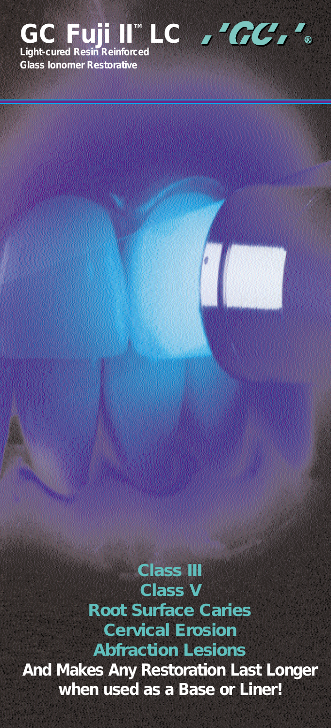# GC Fuji II™ LC

**Light-cured Resin Reinforced Glass Ionomer Restorative**

GC®

**Class III**
**Class V**
**Root Surface Caries**
**Cervical Erosion**
**Abfraction Lesions**

**And Makes Any Restoration Last Longer when used as a Base or Liner!**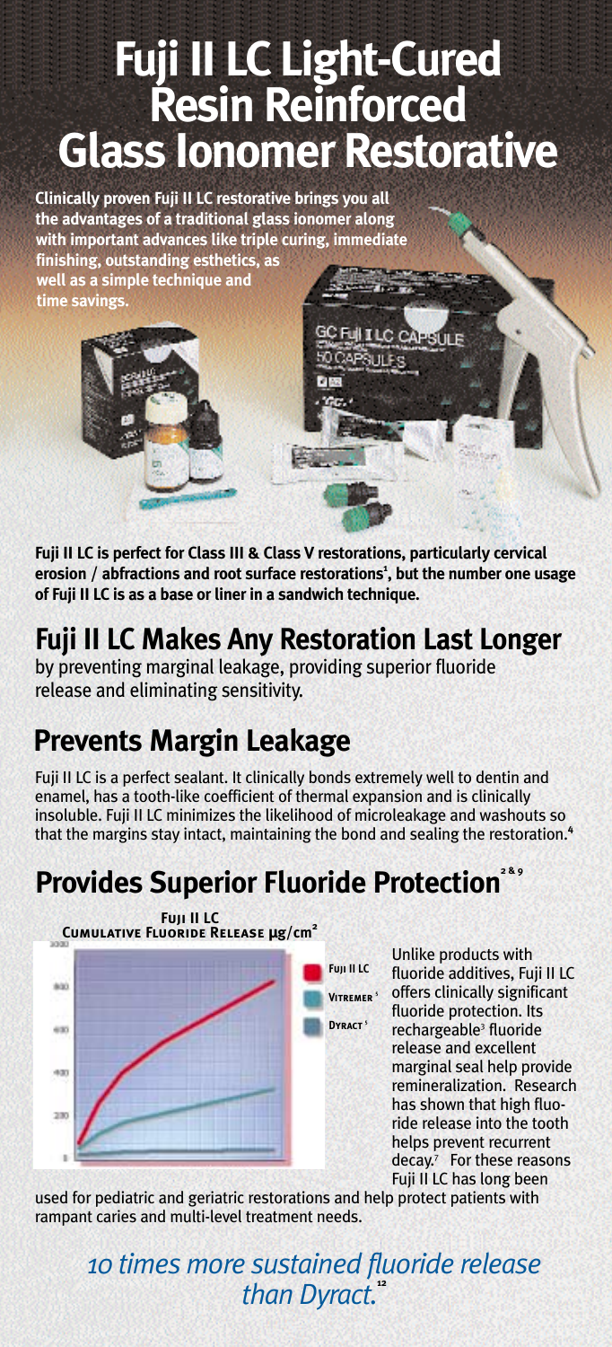# Fuji II LC Light-Cured Resin Reinforced Glass Ionomer Restorative

**Clinically proven Fuji II LC restorative brings you all the advantages of a traditional glass ionomer along with important advances like triple curing, immediate finishing, outstanding esthetics, as well as a simple technique and time savings.**

**Fuji II LC is perfect for Class III & Class V restorations, particularly cervical erosion / abfractions and root surface restorations[1], but the number one usage of Fuji II LC is as a base or liner in a sandwich technique.**

## Fuji II LC Makes Any Restoration Last Longer

by preventing marginal leakage, providing superior fluoride release and eliminating sensitivity.

## Prevents Margin Leakage

Fuji II LC is a perfect sealant. It clinically bonds extremely well to dentin and enamel, has a tooth-like coefficient of thermal expansion and is clinically insoluble. Fuji II LC minimizes the likelihood of microleakage and washouts so that the margins stay intact, maintaining the bond and sealing the restoration.[4]

## Provides Superior Fluoride Protection[2 & 9]

Fuji II LC
Cumulative Fluoride Release μg/cm²

1000
800
600
400
200
0

Fuji II LC
Vitremer[5]
Dyract[5]

Unlike products with fluoride additives, Fuji II LC offers clinically significant fluoride protection. Its rechargeable[3] fluoride release and excellent marginal seal help provide remineralization. Research has shown that high fluoride release into the tooth helps prevent recurrent decay.[7] For these reasons Fuji II LC has long been used for pediatric and geriatric restorations and help protect patients with rampant caries and multi-level treatment needs.

*10 times more sustained fluoride release than Dyract.*[12]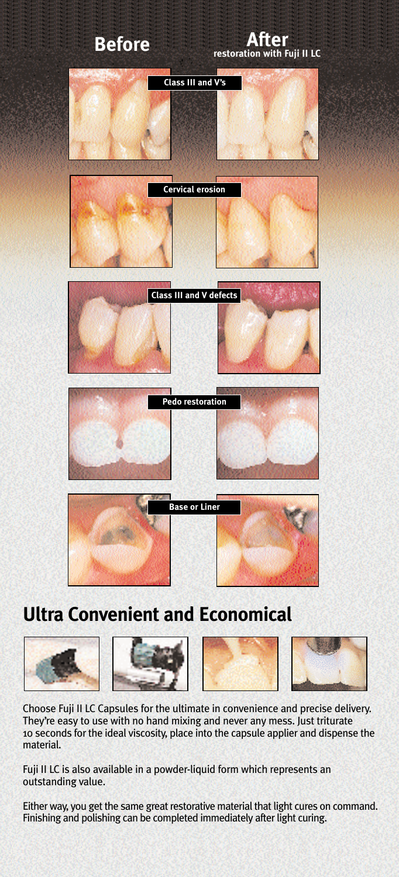**Before**

**After**
**restoration with Fuji II LC**

**Class III and V's**

**Cervical erosion**

**Class III and V defects**

**Pedo restoration**

**Base or Liner**

## Ultra Convenient and Economical

Choose Fuji II LC Capsules for the ultimate in convenience and precise delivery. They're easy to use with no hand mixing and never any mess. Just triturate 10 seconds for the ideal viscosity, place into the capsule applier and dispense the material.

Fuji II LC is also available in a powder-liquid form which represents an outstanding value.

Either way, you get the same great restorative material that light cures on command. Finishing and polishing can be completed immediately after light curing.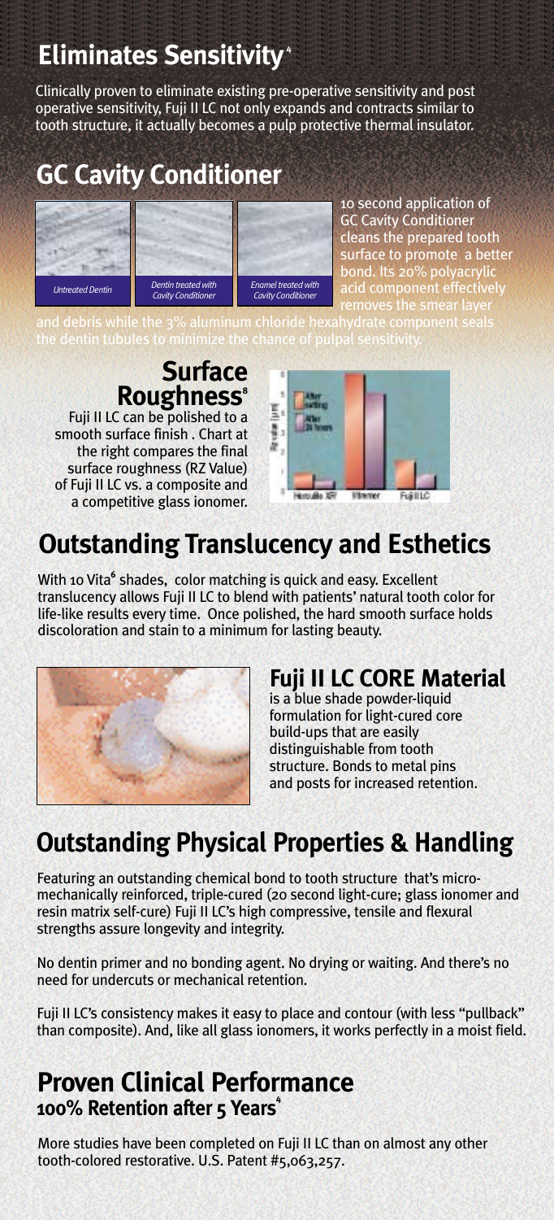## Eliminates Sensitivity[4]

Clinically proven to eliminate existing pre-operative sensitivity and post operative sensitivity, Fuji II LC not only expands and contracts similar to tooth structure, it actually becomes a pulp protective thermal insulator.

## GC Cavity Conditioner

*Untreated Dentin*

*Dentin treated with Cavity Conditioner*

*Enamel treated with Cavity Conditioner*

10 second application of GC Cavity Conditioner cleans the prepared tooth surface to promote a better bond. Its 20% polyacrylic acid component effectively removes the smear layer and debris while the 3% aluminum chloride hexahydrate component seals the dentin tubules to minimize the chance of pulpal sensitivity.

## Surface Roughness[8]

Fuji II LC can be polished to a smooth surface finish . Chart at the right compares the final surface roughness (RZ Value) of Fuji II LC vs. a composite and a competitive glass ionomer.

After setting

After 24 hours

Herculite XR

Vitremer

Fuji II LC

## Outstanding Translucency and Esthetics

With 10 Vita[6] shades, color matching is quick and easy. Excellent translucency allows Fuji II LC to blend with patients' natural tooth color for life-like results every time. Once polished, the hard smooth surface holds discoloration and stain to a minimum for lasting beauty.

## Fuji II LC CORE Material

is a blue shade powder-liquid formulation for light-cured core build-ups that are easily distinguishable from tooth structure. Bonds to metal pins and posts for increased retention.

## Outstanding Physical Properties & Handling

Featuring an outstanding chemical bond to tooth structure that's micro-mechanically reinforced, triple-cured (20 second light-cure; glass ionomer and resin matrix self-cure) Fuji II LC's high compressive, tensile and flexural strengths assure longevity and integrity.

No dentin primer and no bonding agent. No drying or waiting. And there's no need for undercuts or mechanical retention.

Fuji II LC's consistency makes it easy to place and contour (with less "pullback" than composite). And, like all glass ionomers, it works perfectly in a moist field.

## Proven Clinical Performance

### 100% Retention after 5 Years[4]

More studies have been completed on Fuji II LC than on almost any other tooth-colored restorative. U.S. Patent #5,063,257.